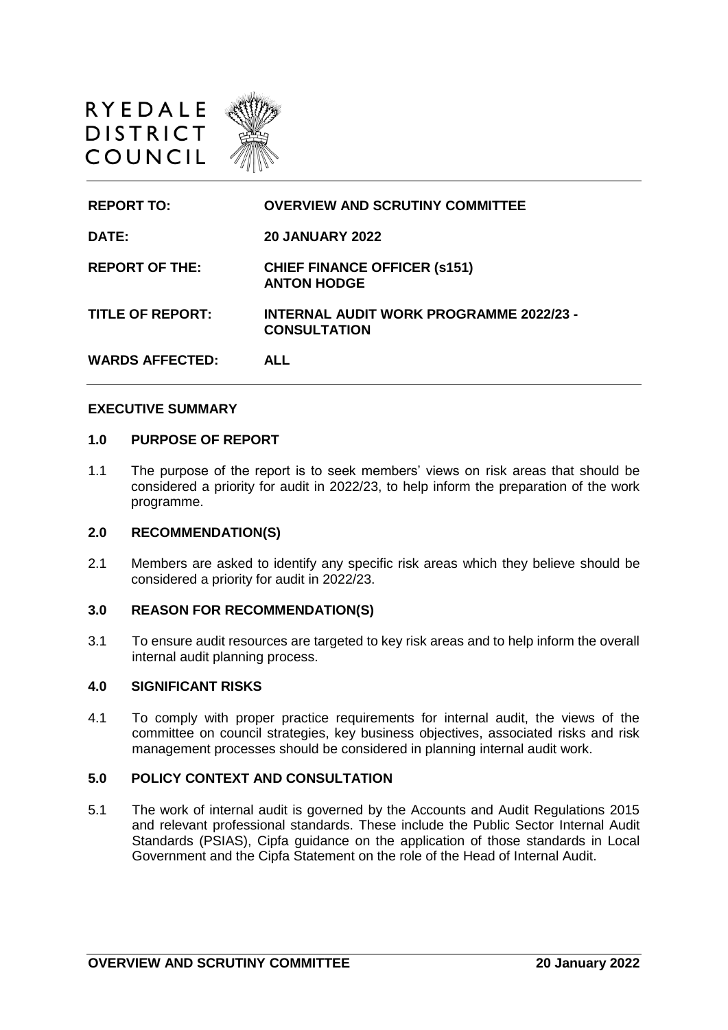RYEDALE
DISTRICT
COUNCIL

| | |
|---|---|
| **REPORT TO:** | **OVERVIEW AND SCRUTINY COMMITTEE** |
| **DATE:** | **20 JANUARY 2022** |
| **REPORT OF THE:** | **CHIEF FINANCE OFFICER (s151)**<br>**ANTON HODGE** |
| **TITLE OF REPORT:** | **INTERNAL AUDIT WORK PROGRAMME 2022/23 - CONSULTATION** |
| **WARDS AFFECTED:** | **ALL** |

## EXECUTIVE SUMMARY

### 1.0 PURPOSE OF REPORT

1.1 The purpose of the report is to seek members' views on risk areas that should be considered a priority for audit in 2022/23, to help inform the preparation of the work programme.

### 2.0 RECOMMENDATION(S)

2.1 Members are asked to identify any specific risk areas which they believe should be considered a priority for audit in 2022/23.

### 3.0 REASON FOR RECOMMENDATION(S)

3.1 To ensure audit resources are targeted to key risk areas and to help inform the overall internal audit planning process.

### 4.0 SIGNIFICANT RISKS

4.1 To comply with proper practice requirements for internal audit, the views of the committee on council strategies, key business objectives, associated risks and risk management processes should be considered in planning internal audit work.

### 5.0 POLICY CONTEXT AND CONSULTATION

5.1 The work of internal audit is governed by the Accounts and Audit Regulations 2015 and relevant professional standards. These include the Public Sector Internal Audit Standards (PSIAS), Cipfa guidance on the application of those standards in Local Government and the Cipfa Statement on the role of the Head of Internal Audit.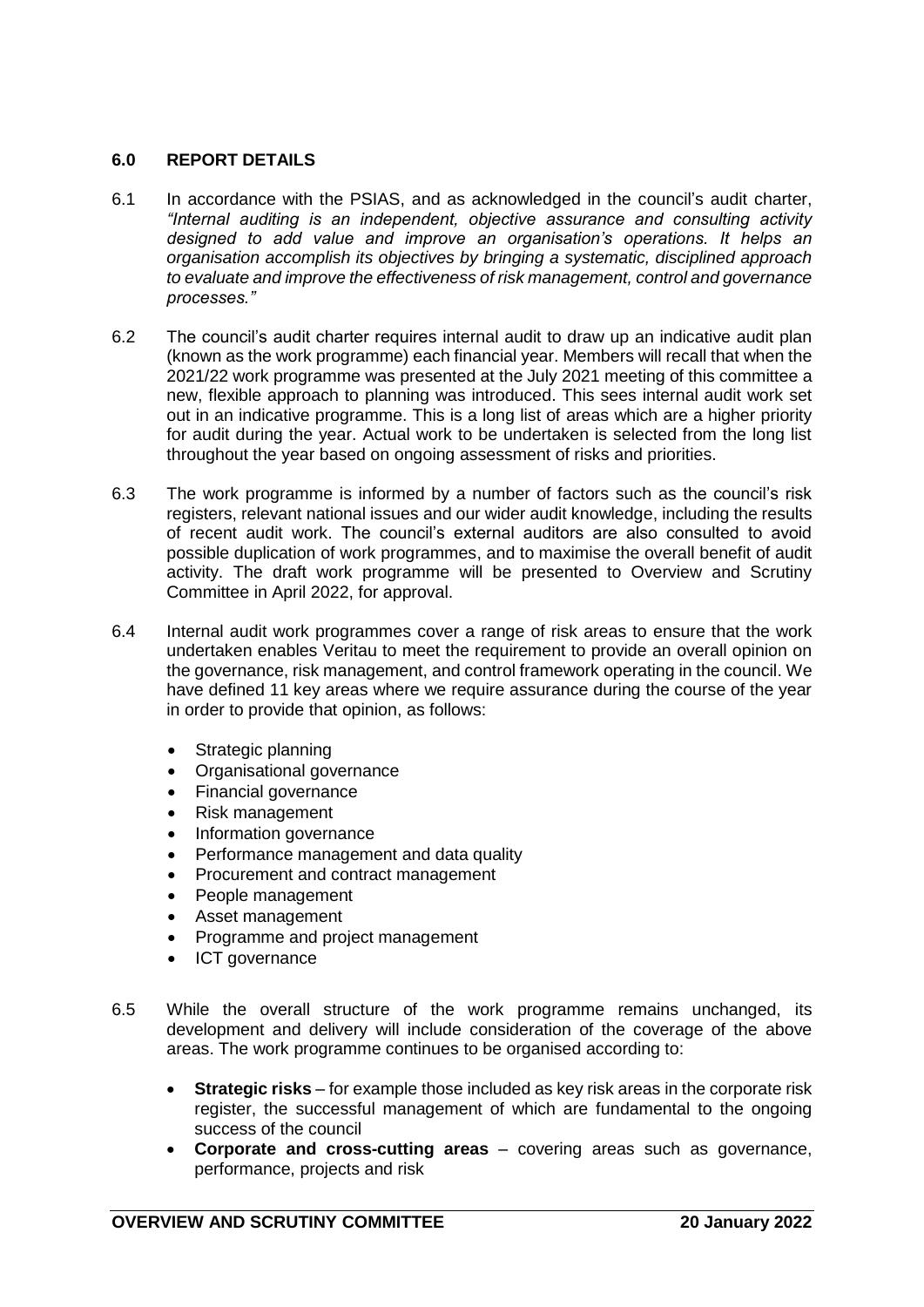## 6.0 REPORT DETAILS

6.1 In accordance with the PSIAS, and as acknowledged in the council's audit charter, *"Internal auditing is an independent, objective assurance and consulting activity designed to add value and improve an organisation's operations. It helps an organisation accomplish its objectives by bringing a systematic, disciplined approach to evaluate and improve the effectiveness of risk management, control and governance processes."*

6.2 The council's audit charter requires internal audit to draw up an indicative audit plan (known as the work programme) each financial year. Members will recall that when the 2021/22 work programme was presented at the July 2021 meeting of this committee a new, flexible approach to planning was introduced. This sees internal audit work set out in an indicative programme. This is a long list of areas which are a higher priority for audit during the year. Actual work to be undertaken is selected from the long list throughout the year based on ongoing assessment of risks and priorities.

6.3 The work programme is informed by a number of factors such as the council's risk registers, relevant national issues and our wider audit knowledge, including the results of recent audit work. The council's external auditors are also consulted to avoid possible duplication of work programmes, and to maximise the overall benefit of audit activity. The draft work programme will be presented to Overview and Scrutiny Committee in April 2022, for approval.

6.4 Internal audit work programmes cover a range of risk areas to ensure that the work undertaken enables Veritau to meet the requirement to provide an overall opinion on the governance, risk management, and control framework operating in the council. We have defined 11 key areas where we require assurance during the course of the year in order to provide that opinion, as follows:

- Strategic planning
- Organisational governance
- Financial governance
- Risk management
- Information governance
- Performance management and data quality
- Procurement and contract management
- People management
- Asset management
- Programme and project management
- ICT governance

6.5 While the overall structure of the work programme remains unchanged, its development and delivery will include consideration of the coverage of the above areas. The work programme continues to be organised according to:

- **Strategic risks** – for example those included as key risk areas in the corporate risk register, the successful management of which are fundamental to the ongoing success of the council
- **Corporate and cross-cutting areas** – covering areas such as governance, performance, projects and risk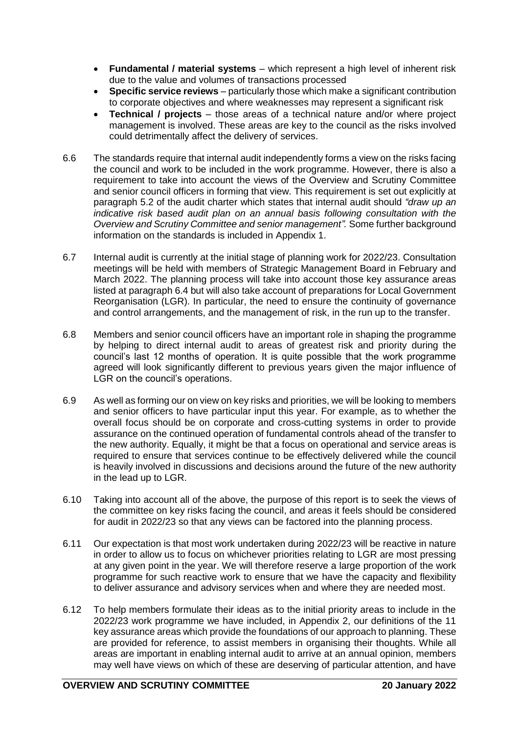- **Fundamental / material systems** – which represent a high level of inherent risk due to the value and volumes of transactions processed
- **Specific service reviews** – particularly those which make a significant contribution to corporate objectives and where weaknesses may represent a significant risk
- **Technical / projects** – those areas of a technical nature and/or where project management is involved. These areas are key to the council as the risks involved could detrimentally affect the delivery of services.

6.6 The standards require that internal audit independently forms a view on the risks facing the council and work to be included in the work programme. However, there is also a requirement to take into account the views of the Overview and Scrutiny Committee and senior council officers in forming that view. This requirement is set out explicitly at paragraph 5.2 of the audit charter which states that internal audit should *"draw up an indicative risk based audit plan on an annual basis following consultation with the Overview and Scrutiny Committee and senior management".* Some further background information on the standards is included in Appendix 1.

6.7 Internal audit is currently at the initial stage of planning work for 2022/23. Consultation meetings will be held with members of Strategic Management Board in February and March 2022. The planning process will take into account those key assurance areas listed at paragraph 6.4 but will also take account of preparations for Local Government Reorganisation (LGR). In particular, the need to ensure the continuity of governance and control arrangements, and the management of risk, in the run up to the transfer.

6.8 Members and senior council officers have an important role in shaping the programme by helping to direct internal audit to areas of greatest risk and priority during the council's last 12 months of operation. It is quite possible that the work programme agreed will look significantly different to previous years given the major influence of LGR on the council's operations.

6.9 As well as forming our on view on key risks and priorities, we will be looking to members and senior officers to have particular input this year. For example, as to whether the overall focus should be on corporate and cross-cutting systems in order to provide assurance on the continued operation of fundamental controls ahead of the transfer to the new authority. Equally, it might be that a focus on operational and service areas is required to ensure that services continue to be effectively delivered while the council is heavily involved in discussions and decisions around the future of the new authority in the lead up to LGR.

6.10 Taking into account all of the above, the purpose of this report is to seek the views of the committee on key risks facing the council, and areas it feels should be considered for audit in 2022/23 so that any views can be factored into the planning process.

6.11 Our expectation is that most work undertaken during 2022/23 will be reactive in nature in order to allow us to focus on whichever priorities relating to LGR are most pressing at any given point in the year. We will therefore reserve a large proportion of the work programme for such reactive work to ensure that we have the capacity and flexibility to deliver assurance and advisory services when and where they are needed most.

6.12 To help members formulate their ideas as to the initial priority areas to include in the 2022/23 work programme we have included, in Appendix 2, our definitions of the 11 key assurance areas which provide the foundations of our approach to planning. These are provided for reference, to assist members in organising their thoughts. While all areas are important in enabling internal audit to arrive at an annual opinion, members may well have views on which of these are deserving of particular attention, and have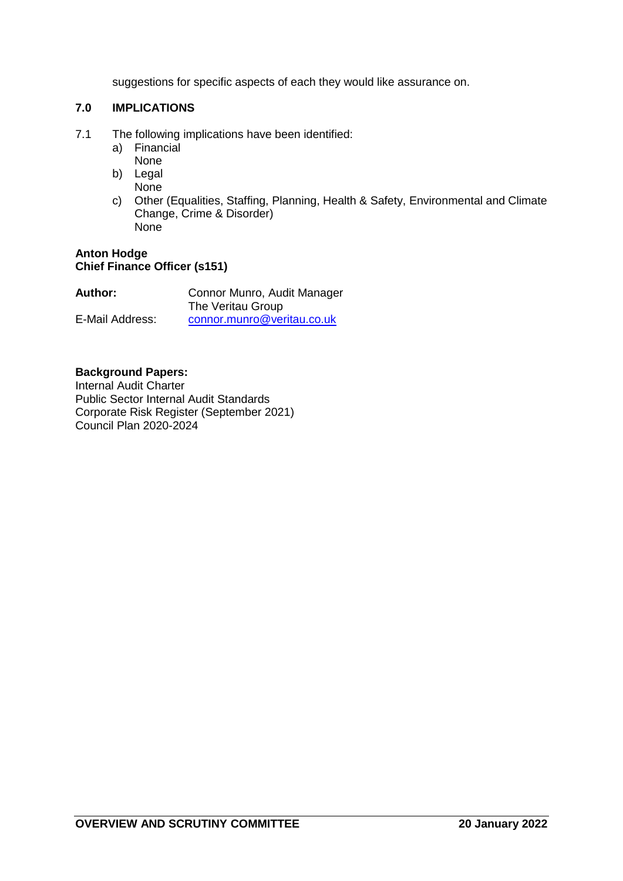suggestions for specific aspects of each they would like assurance on.

## 7.0 IMPLICATIONS

7.1 The following implications have been identified:

a) Financial
   None

b) Legal
   None

c) Other (Equalities, Staffing, Planning, Health & Safety, Environmental and Climate Change, Crime & Disorder)
   None

**Anton Hodge**
**Chief Finance Officer (s151)**

**Author:** Connor Munro, Audit Manager
The Veritau Group

E-Mail Address: connor.munro@veritau.co.uk

**Background Papers:**
Internal Audit Charter
Public Sector Internal Audit Standards
Corporate Risk Register (September 2021)
Council Plan 2020-2024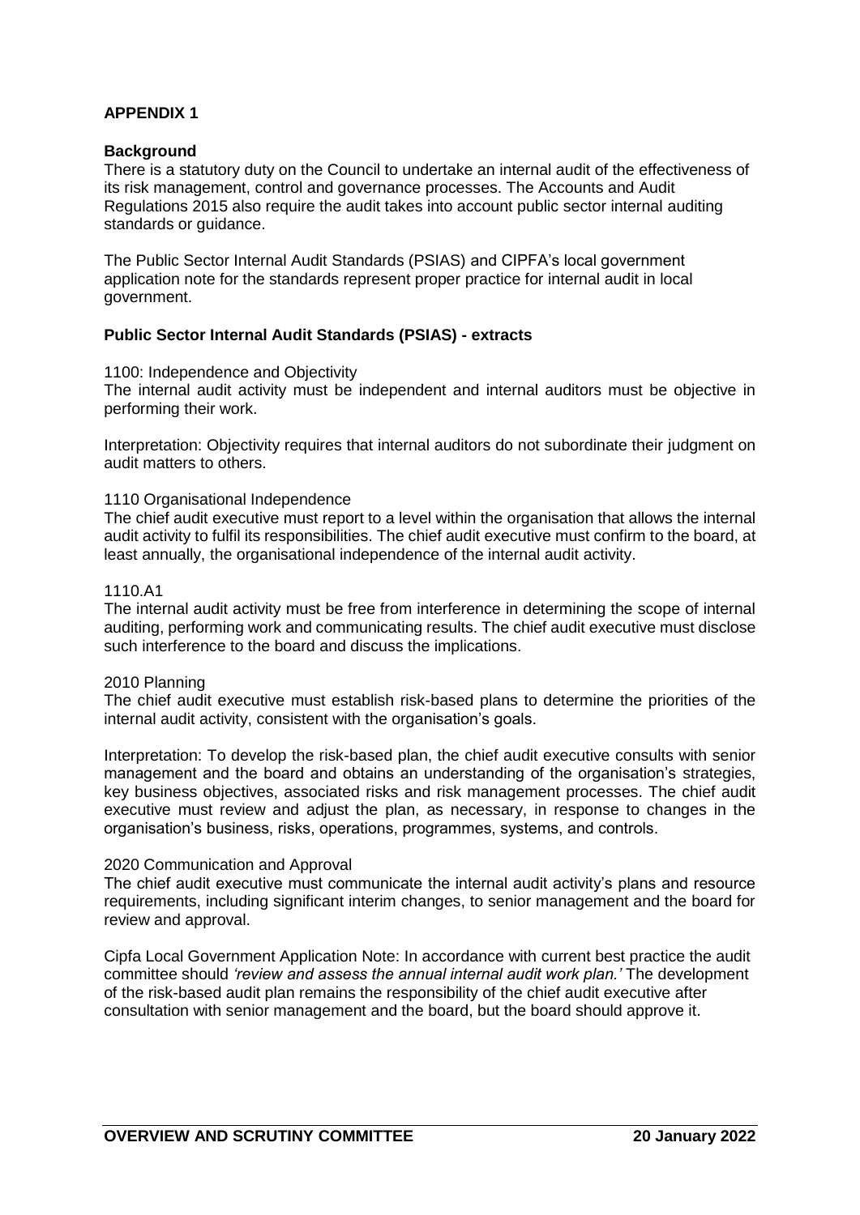**APPENDIX 1**

**Background**

There is a statutory duty on the Council to undertake an internal audit of the effectiveness of its risk management, control and governance processes. The Accounts and Audit Regulations 2015 also require the audit takes into account public sector internal auditing standards or guidance.

The Public Sector Internal Audit Standards (PSIAS) and CIPFA's local government application note for the standards represent proper practice for internal audit in local government.

**Public Sector Internal Audit Standards (PSIAS) - extracts**

1100: Independence and Objectivity

The internal audit activity must be independent and internal auditors must be objective in performing their work.

Interpretation: Objectivity requires that internal auditors do not subordinate their judgment on audit matters to others.

1110 Organisational Independence

The chief audit executive must report to a level within the organisation that allows the internal audit activity to fulfil its responsibilities. The chief audit executive must confirm to the board, at least annually, the organisational independence of the internal audit activity.

1110.A1

The internal audit activity must be free from interference in determining the scope of internal auditing, performing work and communicating results. The chief audit executive must disclose such interference to the board and discuss the implications.

2010 Planning

The chief audit executive must establish risk-based plans to determine the priorities of the internal audit activity, consistent with the organisation's goals.

Interpretation: To develop the risk-based plan, the chief audit executive consults with senior management and the board and obtains an understanding of the organisation's strategies, key business objectives, associated risks and risk management processes. The chief audit executive must review and adjust the plan, as necessary, in response to changes in the organisation's business, risks, operations, programmes, systems, and controls.

2020 Communication and Approval

The chief audit executive must communicate the internal audit activity's plans and resource requirements, including significant interim changes, to senior management and the board for review and approval.

Cipfa Local Government Application Note: In accordance with current best practice the audit committee should *'review and assess the annual internal audit work plan.'* The development of the risk-based audit plan remains the responsibility of the chief audit executive after consultation with senior management and the board, but the board should approve it.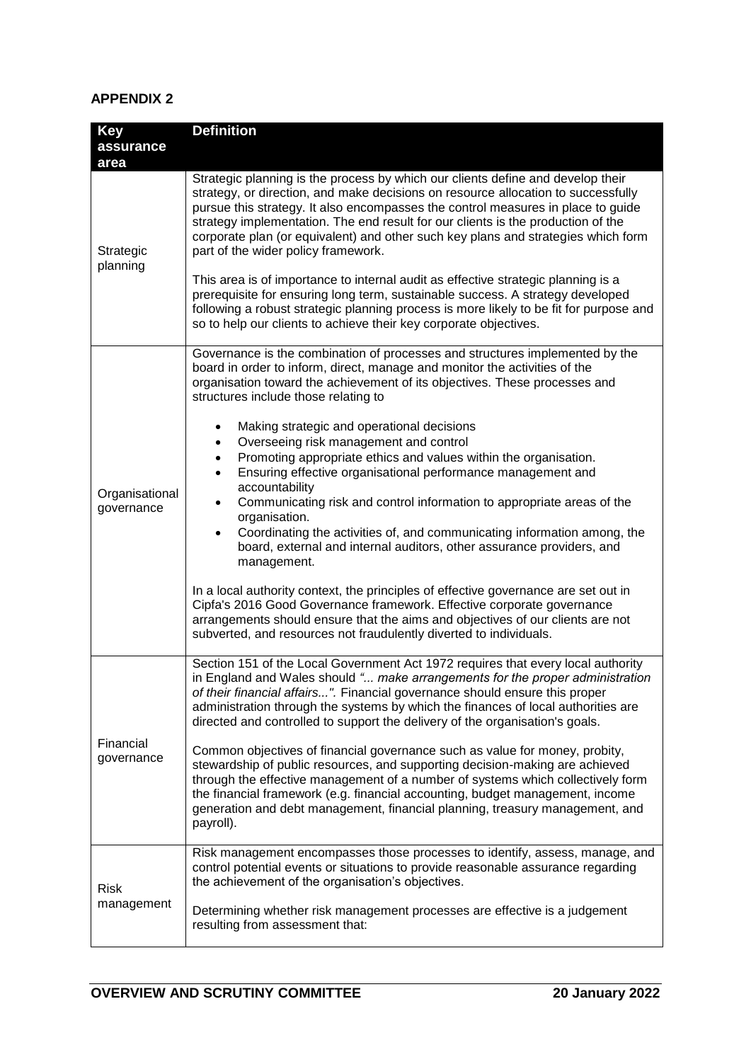## APPENDIX 2

| Key assurance area | Definition |
|---|---|
| Strategic planning | Strategic planning is the process by which our clients define and develop their strategy, or direction, and make decisions on resource allocation to successfully pursue this strategy. It also encompasses the control measures in place to guide strategy implementation. The end result for our clients is the production of the corporate plan (or equivalent) and other such key plans and strategies which form part of the wider policy framework.<br><br>This area is of importance to internal audit as effective strategic planning is a prerequisite for ensuring long term, sustainable success. A strategy developed following a robust strategic planning process is more likely to be fit for purpose and so to help our clients to achieve their key corporate objectives. |
| Organisational governance | Governance is the combination of processes and structures implemented by the board in order to inform, direct, manage and monitor the activities of the organisation toward the achievement of its objectives. These processes and structures include those relating to<br><br>• Making strategic and operational decisions<br>• Overseeing risk management and control<br>• Promoting appropriate ethics and values within the organisation.<br>• Ensuring effective organisational performance management and accountability<br>• Communicating risk and control information to appropriate areas of the organisation.<br>• Coordinating the activities of, and communicating information among, the board, external and internal auditors, other assurance providers, and management.<br><br>In a local authority context, the principles of effective governance are set out in Cipfa's 2016 Good Governance framework. Effective corporate governance arrangements should ensure that the aims and objectives of our clients are not subverted, and resources not fraudulently diverted to individuals. |
| Financial governance | Section 151 of the Local Government Act 1972 requires that every local authority in England and Wales should *"... make arrangements for the proper administration of their financial affairs..."*. Financial governance should ensure this proper administration through the systems by which the finances of local authorities are directed and controlled to support the delivery of the organisation's goals.<br><br>Common objectives of financial governance such as value for money, probity, stewardship of public resources, and supporting decision-making are achieved through the effective management of a number of systems which collectively form the financial framework (e.g. financial accounting, budget management, income generation and debt management, financial planning, treasury management, and payroll). |
| Risk management | Risk management encompasses those processes to identify, assess, manage, and control potential events or situations to provide reasonable assurance regarding the achievement of the organisation's objectives.<br><br>Determining whether risk management processes are effective is a judgement resulting from assessment that: |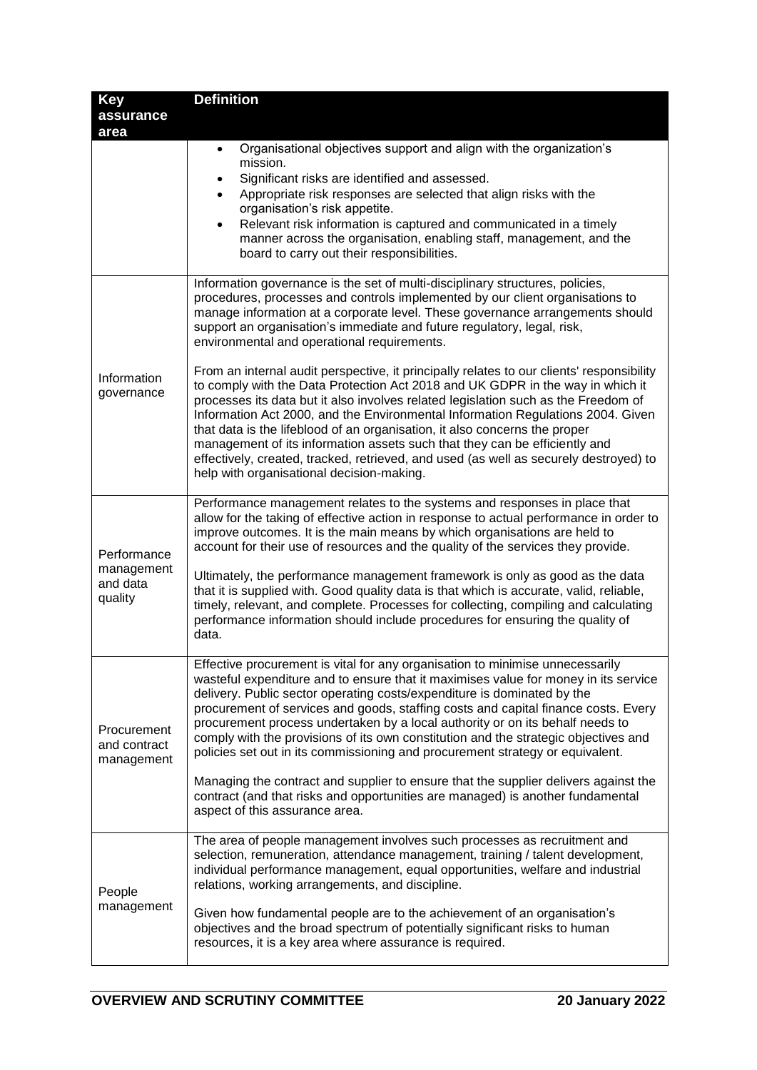| Key assurance area | Definition |
|---|---|
| | • Organisational objectives support and align with the organization's mission.<br>• Significant risks are identified and assessed.<br>• Appropriate risk responses are selected that align risks with the organisation's risk appetite.<br>• Relevant risk information is captured and communicated in a timely manner across the organisation, enabling staff, management, and the board to carry out their responsibilities. |
| Information governance | Information governance is the set of multi-disciplinary structures, policies, procedures, processes and controls implemented by our client organisations to manage information at a corporate level. These governance arrangements should support an organisation's immediate and future regulatory, legal, risk, environmental and operational requirements.<br><br>From an internal audit perspective, it principally relates to our clients' responsibility to comply with the Data Protection Act 2018 and UK GDPR in the way in which it processes its data but it also involves related legislation such as the Freedom of Information Act 2000, and the Environmental Information Regulations 2004. Given that data is the lifeblood of an organisation, it also concerns the proper management of its information assets such that they can be efficiently and effectively, created, tracked, retrieved, and used (as well as securely destroyed) to help with organisational decision-making. |
| Performance management and data quality | Performance management relates to the systems and responses in place that allow for the taking of effective action in response to actual performance in order to improve outcomes. It is the main means by which organisations are held to account for their use of resources and the quality of the services they provide.<br><br>Ultimately, the performance management framework is only as good as the data that it is supplied with. Good quality data is that which is accurate, valid, reliable, timely, relevant, and complete. Processes for collecting, compiling and calculating performance information should include procedures for ensuring the quality of data. |
| Procurement and contract management | Effective procurement is vital for any organisation to minimise unnecessarily wasteful expenditure and to ensure that it maximises value for money in its service delivery. Public sector operating costs/expenditure is dominated by the procurement of services and goods, staffing costs and capital finance costs. Every procurement process undertaken by a local authority or on its behalf needs to comply with the provisions of its own constitution and the strategic objectives and policies set out in its commissioning and procurement strategy or equivalent.<br><br>Managing the contract and supplier to ensure that the supplier delivers against the contract (and that risks and opportunities are managed) is another fundamental aspect of this assurance area. |
| People management | The area of people management involves such processes as recruitment and selection, remuneration, attendance management, training / talent development, individual performance management, equal opportunities, welfare and industrial relations, working arrangements, and discipline.<br><br>Given how fundamental people are to the achievement of an organisation's objectives and the broad spectrum of potentially significant risks to human resources, it is a key area where assurance is required. |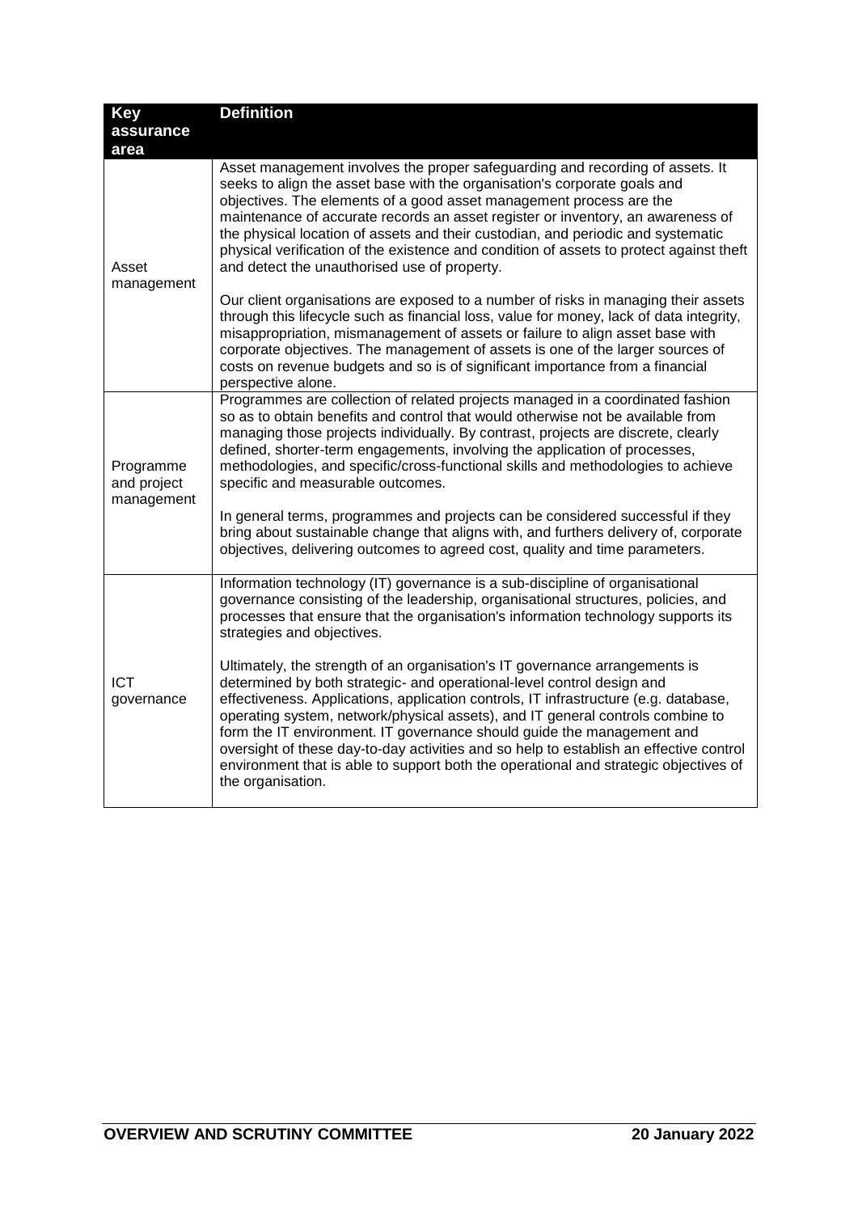| Key assurance area | Definition |
|---|---|
| Asset management | Asset management involves the proper safeguarding and recording of assets. It seeks to align the asset base with the organisation's corporate goals and objectives. The elements of a good asset management process are the maintenance of accurate records an asset register or inventory, an awareness of the physical location of assets and their custodian, and periodic and systematic physical verification of the existence and condition of assets to protect against theft and detect the unauthorised use of property.<br><br>Our client organisations are exposed to a number of risks in managing their assets through this lifecycle such as financial loss, value for money, lack of data integrity, misappropriation, mismanagement of assets or failure to align asset base with corporate objectives. The management of assets is one of the larger sources of costs on revenue budgets and so is of significant importance from a financial perspective alone. |
| Programme and project management | Programmes are collection of related projects managed in a coordinated fashion so as to obtain benefits and control that would otherwise not be available from managing those projects individually. By contrast, projects are discrete, clearly defined, shorter-term engagements, involving the application of processes, methodologies, and specific/cross-functional skills and methodologies to achieve specific and measurable outcomes.<br><br>In general terms, programmes and projects can be considered successful if they bring about sustainable change that aligns with, and furthers delivery of, corporate objectives, delivering outcomes to agreed cost, quality and time parameters. |
| ICT governance | Information technology (IT) governance is a sub-discipline of organisational governance consisting of the leadership, organisational structures, policies, and processes that ensure that the organisation's information technology supports its strategies and objectives.<br><br>Ultimately, the strength of an organisation's IT governance arrangements is determined by both strategic- and operational-level control design and effectiveness. Applications, application controls, IT infrastructure (e.g. database, operating system, network/physical assets), and IT general controls combine to form the IT environment. IT governance should guide the management and oversight of these day-to-day activities and so help to establish an effective control environment that is able to support both the operational and strategic objectives of the organisation. |